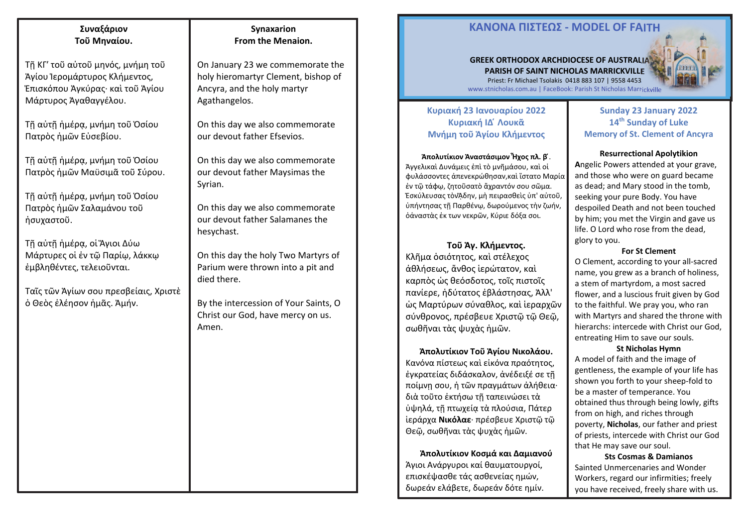**Συναξάριον**
**Τοῦ Μηναίου.**

Τῇ ΚΓ' τοῦ αὐτοῦ μηνός, μνήμη τοῦ Ἁγίου Ἱερομάρτυρος Κλήμεντος, Ἐπισκόπου Ἀγκύρας· καὶ τοῦ Ἁγίου Μάρτυρος Ἀγαθαγγέλου.

Τῇ αὐτῇ ἡμέρᾳ, μνήμη τοῦ Ὁσίου Πατρὸς ἡμῶν Εὐσεβίου.

Τῇ αὐτῇ ἡμέρᾳ, μνήμη τοῦ Ὁσίου Πατρὸς ἡμῶν Μαϋσιμᾶ τοῦ Σύρου.

Τῇ αὐτῇ ἡμέρᾳ, μνήμη τοῦ Ὁσίου Πατρὸς ἡμῶν Σαλαμάνου τοῦ ἡσυχαστοῦ.

Τῇ αὐτῇ ἡμέρᾳ, οἱ Ἅγιοι Δύω Μάρτυρες οἱ ἐν τῷ Παρίῳ, λάκκῳ ἐμβληθέντες, τελειοῦνται.

Ταῖς τῶν Ἁγίων σου πρεσβείαις, Χριστὲ ὁ Θεὸς ἐλέησον ἡμᾶς. Ἀμήν.

**Synaxarion**
**From the Menaion.**

On January 23 we commemorate the holy hieromartyr Clement, bishop of Ancyra, and the holy martyr Agathangelos.

On this day we also commemorate our devout father Efsevios.

On this day we also commemorate our devout father Maysimas the Syrian.

On this day we also commemorate our devout father Salamanes the hesychast.

On this day the holy Two Martyrs of Parium were thrown into a pit and died there.

By the intercession of Your Saints, O Christ our God, have mercy on us. Amen.

# ΚΑΝΟΝΑ ΠΙΣΤΕΩΣ - MODEL OF FAITH

**GREEK ORTHODOX ARCHDIOCESE OF AUSTRALIA**
**PARISH OF SAINT NICHOLAS MARRICKVILLE**
Priest: Fr Michael Tsolakis 0418 883 107 | 9558 4453
www.stnicholas.com.au | FaceBook: Parish St Nicholas Marrickville

## Κυριακή 23 Ιανουαρίου 2022
## Κυριακή ΙΔ΄ Λουκᾶ
## Μνήμη τοῦ Ἁγίου Κλήμεντος

**Ἀπολυτίκιον Ἀναστάσιμον Ἦχος πλ. β΄.**
Ἀγγελικαὶ Δυνάμεις ἐπὶ τὸ μνῆμάσου, καὶ οἱ φυλάσσοντες ἀπενεκρώθησαν,καὶ ἵστατο Μαρία ἐν τῷ τάφῳ, ζητοῦσατὸ ἄχραντόν σου σῶμα. Ἐσκύλευσας τὸνᾌδην, μὴ πειρασθεὶς ὑπ' αὐτοῦ, ὑπήντησας τῇ Παρθένῳ, δωρούμενος τὴν ζωήν, ὁἀναστὰς ἐκ των νεκρῶν, Κύριε δόξα σοι.

**Τοῦ Ἁγ. Κλήμεντος.**
Κλῆμα ὁσιότητος, καὶ στέλεχος ἀθλήσεως, ἄνθος ἱερώτατον, καὶ καρπὸς ὡς θεόσδοτος, τοῖς πιστοῖς πανίερε, ἡδύτατος ἐβλάστησας, Ἀλλ' ὡς Μαρτύρων σύναθλος, καὶ ἱεραρχῶν σύνθρονος, πρέσβευε Χριστῷ τῷ Θεῷ, σωθῆναι τὰς ψυχὰς ἡμῶν.

**Ἀπολυτίκιον Τοῦ Ἁγίου Νικολάου.**
Κανόνα πίστεως καὶ εἰκόνα πραότητος, ἐγκρατείας διδάσκαλον, ἀνέδειξέ σε τῇ ποίμνῃ σου, ἡ τῶν πραγμάτων ἀλήθεια· διὰ τοῦτο ἐκτήσω τῇ ταπεινώσει τὰ ὑψηλά, τῇ πτωχείᾳ τὰ πλούσια, Πάτερ ἱεράρχα **Νικόλαε**· πρέσβευε Χριστῷ τῷ Θεῷ, σωθῆναι τὰς ψυχὰς ἡμῶν.

**Ἀπολυτίκιον Κοσμά και Δαμιανού**
Άγιοι Ανάργυροι καί θαυματουργοί, επισκέψασθε τάς ασθενείας ημών, δωρεάν ελάβετε, δωρεάν δότε ημίν.

## Sunday 23 January 2022
## 14th Sunday of Luke
## Memory of St. Clement of Ancyra

**Resurrectional Apolytikion**
**A**ngelic Powers attended at your grave, and those who were on guard became as dead; and Mary stood in the tomb, seeking your pure Body. You have despoiled Death and not been touched by him; you met the Virgin and gave us life. O Lord who rose from the dead, glory to you.

**For St Clement**
O Clement, according to your all-sacred name, you grew as a branch of holiness, a stem of martyrdom, a most sacred flower, and a luscious fruit given by God to the faithful. We pray you, who ran with Martyrs and shared the throne with hierarchs: intercede with Christ our God, entreating Him to save our souls.

**St Nicholas Hymn**
A model of faith and the image of gentleness, the example of your life has shown you forth to your sheep-fold to be a master of temperance. You obtained thus through being lowly, gifts from on high, and riches through poverty, **Nicholas**, our father and priest of priests, intercede with Christ our God that He may save our soul.

**Sts Cosmas & Damianos**
Sainted Unmercenaries and Wonder Workers, regard our infirmities; freely you have received, freely share with us.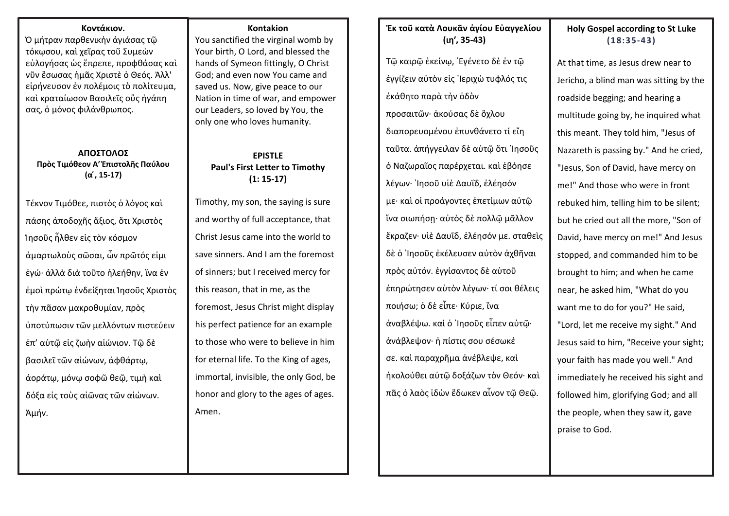### Κοντάκιον.

Ὁ μήτραν παρθενικὴν ἁγιάσας τῷ τόκῳσου, καὶ χεῖρας τοῦ Συμεὼν εὐλογήσας ὡς ἔπρεπε, προφθάσας καὶ νῦν ἔσωσας ἡμᾶς Χριστὲ ὁ Θεός. Ἀλλ' εἰρήνευσον ἐν πολέμοις τὸ πολίτευμα, καὶ κραταίωσον Βασιλεῖς οὓς ἠγάπη σας, ὁ μόνος φιλάνθρωπος.

### Kontakion

You sanctified the virginal womb by Your birth, O Lord, and blessed the hands of Symeon fittingly, O Christ God; and even now You came and saved us. Now, give peace to our Nation in time of war, and empower our Leaders, so loved by You, the only one who loves humanity.

### ΑΠΟΣΤΟΛΟΣ
**Πρὸς Τιμόθεον Α΄Ἐπιστολῆς Παύλου (α΄, 15-17)**

Τέκνον Τιμόθεε, πιστὸς ὁ λόγος καὶ πάσης ἀποδοχῆς ἄξιος, ὅτι Χριστὸς Ἰησοῦς ἦλθεν εἰς τὸν κόσμον ἁμαρτωλοὺς σῶσαι, ὧν πρῶτός εἰμι ἐγώ· ἀλλὰ διὰ τοῦτο ἠλεήθην, ἵνα ἐν ἐμοὶ πρώτῳ ἐνδείξηται Ἰησοῦς Χριστὸς τὴν πᾶσαν μακροθυμίαν, πρὸς ὑποτύπωσιν τῶν μελλόντων πιστεύειν ἐπ' αὐτῷ εἰς ζωὴν αἰώνιον. Τῷ δὲ βασιλεῖ τῶν αἰώνων, ἀφθάρτῳ, ἀοράτῳ, μόνῳ σοφῷ θεῷ, τιμὴ καὶ δόξα εἰς τοὺς αἰῶνας τῶν αἰώνων. Ἀμήν.

### EPISTLE
**Paul's First Letter to Timothy (1: 15-17)**

Timothy, my son, the saying is sure and worthy of full acceptance, that Christ Jesus came into the world to save sinners. And I am the foremost of sinners; but I received mercy for this reason, that in me, as the foremost, Jesus Christ might display his perfect patience for an example to those who were to believe in him for eternal life. To the King of ages, immortal, invisible, the only God, be honor and glory to the ages of ages. Amen.

### Ἐκ τοῦ κατὰ Λουκᾶν ἁγίου Εὐαγγελίου (ιη΄, 35-43)

Τῷ καιρῷ ἐκείνῳ, Ἐγένετο δὲ ἐν τῷ ἐγγίζειν αὐτὸν εἰς Ἱεριχὼ τυφλός τις ἐκάθητο παρὰ τὴν ὁδὸν προσαιτῶν· ἀκούσας δὲ ὄχλου διαπορευομένου ἐπυνθάνετο τί εἴη ταῦτα. ἀπήγγειλαν δὲ αὐτῷ ὅτι Ἰησοῦς ὁ Ναζωραῖος παρέρχεται. καὶ ἐβόησε λέγων· Ἰησοῦ υἱὲ Δαυΐδ, ἐλέησόν με· καὶ οἱ προάγοντες ἐπετίμων αὐτῷ ἵνα σιωπήσῃ· αὐτὸς δὲ πολλῷ μᾶλλον ἔκραζεν· υἱὲ Δαυΐδ, ἐλέησόν με. σταθεὶς δὲ ὁ Ἰησοῦς ἐκέλευσεν αὐτὸν ἀχθῆναι πρὸς αὐτόν. ἐγγίσαντος δὲ αὐτοῦ ἐπηρώτησεν αὐτὸν λέγων· τί σοι θέλεις ποιήσω; ὁ δὲ εἶπε· Κύριε, ἵνα ἀναβλέψω. καὶ ὁ Ἰησοῦς εἶπεν αὐτῷ· ἀνάβλεψον· ἡ πίστις σου σέσωκέ σε. καὶ παραχρῆμα ἀνέβλεψε, καὶ ἠκολούθει αὐτῷ δοξάζων τὸν Θεόν· καὶ πᾶς ὁ λαὸς ἰδὼν ἔδωκεν αἶνον τῷ Θεῷ.

### Holy Gospel according to St Luke (18:35-43)

At that time, as Jesus drew near to Jericho, a blind man was sitting by the roadside begging; and hearing a multitude going by, he inquired what this meant. They told him, "Jesus of Nazareth is passing by." And he cried, "Jesus, Son of David, have mercy on me!" And those who were in front rebuked him, telling him to be silent; but he cried out all the more, "Son of David, have mercy on me!" And Jesus stopped, and commanded him to be brought to him; and when he came near, he asked him, "What do you want me to do for you?" He said, "Lord, let me receive my sight." And Jesus said to him, "Receive your sight; your faith has made you well." And immediately he received his sight and followed him, glorifying God; and all the people, when they saw it, gave praise to God.